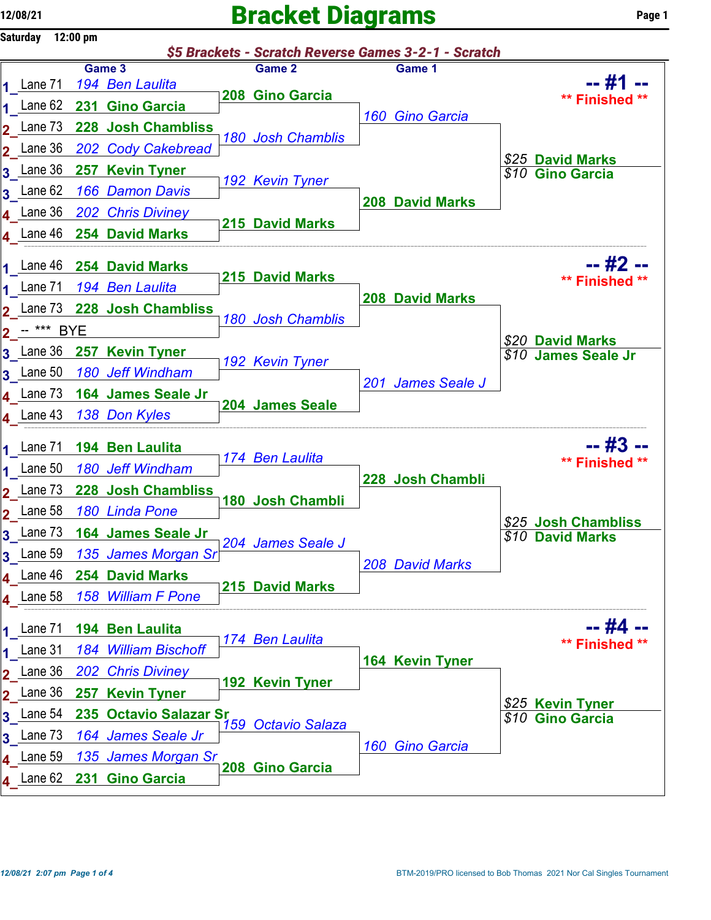# Bracket Diagrams

12/08/21
Saturday 12:00 pm

***$5 Brackets - Scratch Reverse Games 3-2-1 - Scratch***

## -- #1 -- ** Finished **

| Seed | Lane | Game 3 | Game 2 | Game 1 | Result |
|---|---|---|---|---|---|
| 1 | Lane 71 | *194 Ben Laulita* | **208 Gino Garcia** | *160 Gino Garcia* | *$25* **David Marks** |
| 1 | Lane 62 | **231 Gino Garcia** | | | *$10* **Gino Garcia** |
| 2 | Lane 73 | **228 Josh Chambliss** | *180 Josh Chamblis* | | |
| 2 | Lane 36 | *202 Cody Cakebread* | | | |
| 3 | Lane 36 | **257 Kevin Tyner** | *192 Kevin Tyner* | **208 David Marks** | |
| 3 | Lane 62 | *166 Damon Davis* | | | |
| 4 | Lane 36 | *202 Chris Diviney* | **215 David Marks** | | |
| 4 | Lane 46 | **254 David Marks** | | | |

## -- #2 -- ** Finished **

| Seed | Lane | Game 3 | Game 2 | Game 1 | Result |
|---|---|---|---|---|---|
| 1 | Lane 46 | **254 David Marks** | **215 David Marks** | **208 David Marks** | *$20* **David Marks** |
| 1 | Lane 71 | *194 Ben Laulita* | | | *$10* **James Seale Jr** |
| 2 | Lane 73 | **228 Josh Chambliss** | *180 Josh Chamblis* | | |
| 2 | -- | *** BYE | | | |
| 3 | Lane 36 | **257 Kevin Tyner** | *192 Kevin Tyner* | *201 James Seale J* | |
| 3 | Lane 50 | *180 Jeff Windham* | | | |
| 4 | Lane 73 | **164 James Seale Jr** | **204 James Seale** | | |
| 4 | Lane 43 | *138 Don Kyles* | | | |

## -- #3 -- ** Finished **

| Seed | Lane | Game 3 | Game 2 | Game 1 | Result |
|---|---|---|---|---|---|
| 1 | Lane 71 | **194 Ben Laulita** | *174 Ben Laulita* | **228 Josh Chambli** | *$25* **Josh Chambliss** |
| 1 | Lane 50 | *180 Jeff Windham* | | | *$10* **David Marks** |
| 2 | Lane 73 | **228 Josh Chambliss** | **180 Josh Chambli** | | |
| 2 | Lane 58 | *180 Linda Pone* | | | |
| 3 | Lane 73 | **164 James Seale Jr** | *204 James Seale J* | *208 David Marks* | |
| 3 | Lane 59 | *135 James Morgan Sr* | | | |
| 4 | Lane 46 | **254 David Marks** | **215 David Marks** | | |
| 4 | Lane 58 | *158 William F Pone* | | | |

## -- #4 -- ** Finished **

| Seed | Lane | Game 3 | Game 2 | Game 1 | Result |
|---|---|---|---|---|---|
| 1 | Lane 71 | **194 Ben Laulita** | *174 Ben Laulita* | **164 Kevin Tyner** | *$25* **Kevin Tyner** |
| 1 | Lane 31 | *184 William Bischoff* | | | *$10* **Gino Garcia** |
| 2 | Lane 36 | *202 Chris Diviney* | **192 Kevin Tyner** | | |
| 2 | Lane 36 | **257 Kevin Tyner** | | | |
| 3 | Lane 54 | **235 Octavio Salazar Sr** | *159 Octavio Salaza* | *160 Gino Garcia* | |
| 3 | Lane 73 | *164 James Seale Jr* | | | |
| 4 | Lane 59 | *135 James Morgan Sr* | **208 Gino Garcia** | | |
| 4 | Lane 62 | **231 Gino Garcia** | | | |

12/08/21 2:07 pm

BTM-2019/PRO licensed to Bob Thomas 2021 Nor Cal Singles Tournament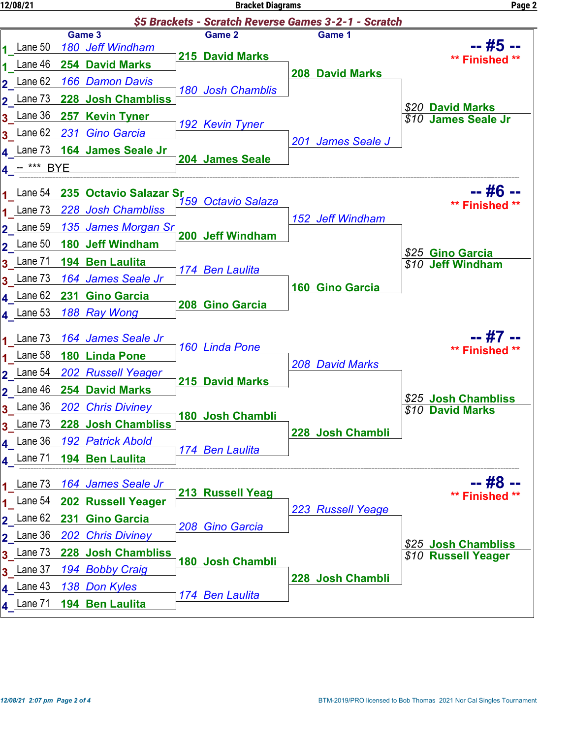## $5 Brackets - Scratch Reverse Games 3-2-1 - Scratch

### -- #5 -- ** Finished **

| Pair | Lane | Game 3 | Game 2 | Game 1 | Result |
|---|---|---|---|---|---|
| 1 | Lane 50 | 180 Jeff Windham | 215 David Marks | 208 David Marks | $20 David Marks |
| 1 | Lane 46 | 254 David Marks | | | $10 James Seale Jr |
| 2 | Lane 62 | 166 Damon Davis | 180 Josh Chamblis | | |
| 2 | Lane 73 | 228 Josh Chambliss | | | |
| 3 | Lane 36 | 257 Kevin Tyner | 192 Kevin Tyner | 201 James Seale J | |
| 3 | Lane 62 | 231 Gino Garcia | | | |
| 4 | Lane 73 | 164 James Seale Jr | 204 James Seale | | |
| 4 | -- *** | BYE | | | |

### -- #6 -- ** Finished **

| Pair | Lane | Game 3 | Game 2 | Game 1 | Result |
|---|---|---|---|---|---|
| 1 | Lane 54 | 235 Octavio Salazar Sr | 159 Octavio Salaza | 152 Jeff Windham | $25 Gino Garcia |
| 1 | Lane 73 | 228 Josh Chambliss | | | $10 Jeff Windham |
| 2 | Lane 59 | 135 James Morgan Sr | 200 Jeff Windham | | |
| 2 | Lane 50 | 180 Jeff Windham | | | |
| 3 | Lane 71 | 194 Ben Laulita | 174 Ben Laulita | 160 Gino Garcia | |
| 3 | Lane 73 | 164 James Seale Jr | | | |
| 4 | Lane 62 | 231 Gino Garcia | 208 Gino Garcia | | |
| 4 | Lane 53 | 188 Ray Wong | | | |

### -- #7 -- ** Finished **

| Pair | Lane | Game 3 | Game 2 | Game 1 | Result |
|---|---|---|---|---|---|
| 1 | Lane 73 | 164 James Seale Jr | 160 Linda Pone | 208 David Marks | $25 Josh Chambliss |
| 1 | Lane 58 | 180 Linda Pone | | | $10 David Marks |
| 2 | Lane 54 | 202 Russell Yeager | 215 David Marks | | |
| 2 | Lane 46 | 254 David Marks | | | |
| 3 | Lane 36 | 202 Chris Diviney | 180 Josh Chambli | 228 Josh Chambli | |
| 3 | Lane 73 | 228 Josh Chambliss | | | |
| 4 | Lane 36 | 192 Patrick Abold | 174 Ben Laulita | | |
| 4 | Lane 71 | 194 Ben Laulita | | | |

### -- #8 -- ** Finished **

| Pair | Lane | Game 3 | Game 2 | Game 1 | Result |
|---|---|---|---|---|---|
| 1 | Lane 73 | 164 James Seale Jr | 213 Russell Yeag | 223 Russell Yeage | $25 Josh Chambliss |
| 1 | Lane 54 | 202 Russell Yeager | | | $10 Russell Yeager |
| 2 | Lane 62 | 231 Gino Garcia | 208 Gino Garcia | | |
| 2 | Lane 36 | 202 Chris Diviney | | | |
| 3 | Lane 73 | 228 Josh Chambliss | 180 Josh Chambli | 228 Josh Chambli | |
| 3 | Lane 37 | 194 Bobby Craig | | | |
| 4 | Lane 43 | 138 Don Kyles | 174 Ben Laulita | | |
| 4 | Lane 71 | 194 Ben Laulita | | | |

12/08/21 2:07 pm

BTM-2019/PRO licensed to Bob Thomas 2021 Nor Cal Singles Tournament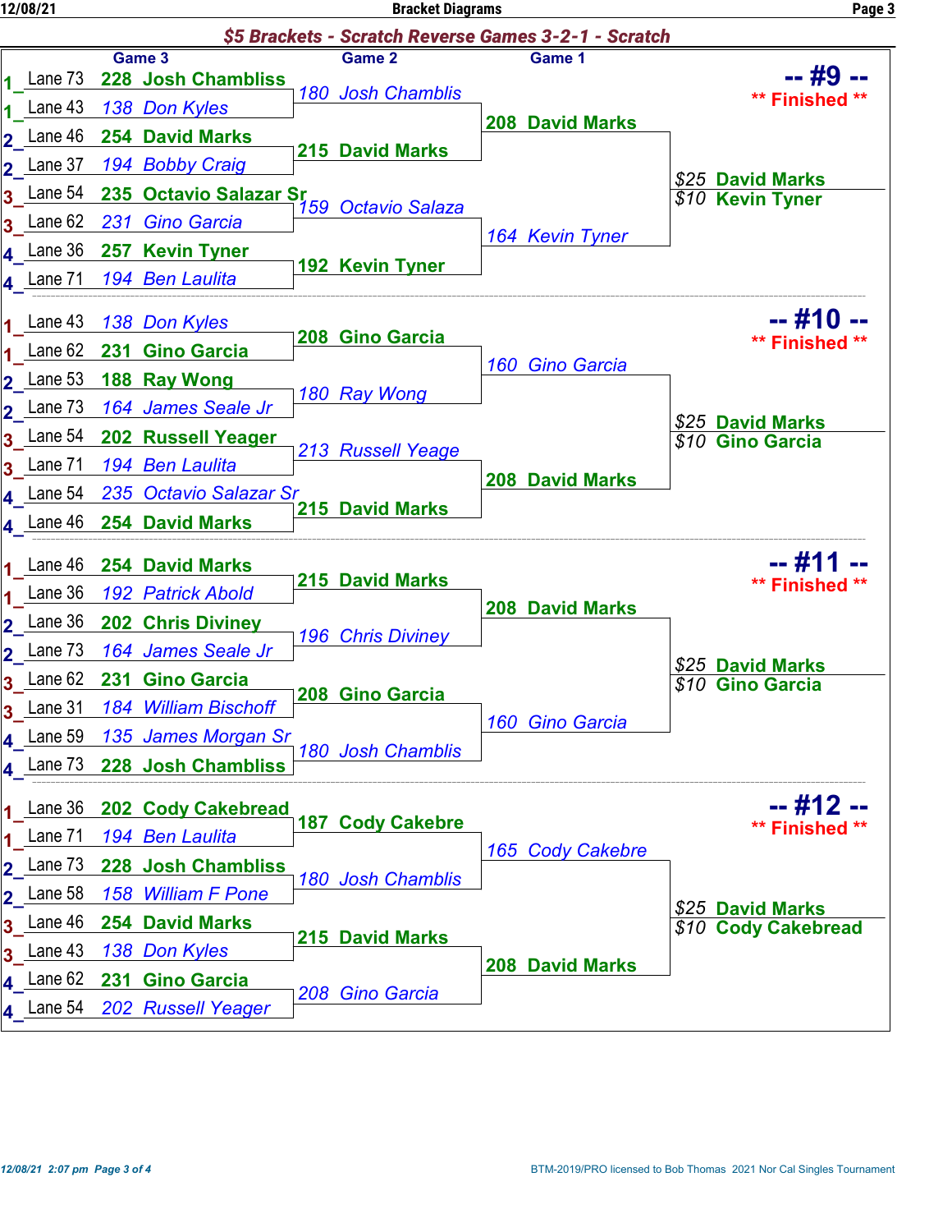## $5 Brackets - Scratch Reverse Games 3-2-1 - Scratch

### -- #9 -- ** Finished **

| Game 3 | Game 2 | Game 1 | Result |
| --- | --- | --- | --- |
| 1 Lane 73 228 Josh Chambliss | 180 Josh Chamblis | 208 David Marks | $25 David Marks |
| 1 Lane 43 138 Don Kyles | | | $10 Kevin Tyner |
| 2 Lane 46 254 David Marks | 215 David Marks | | |
| 2 Lane 37 194 Bobby Craig | | | |
| 3 Lane 54 235 Octavio Salazar Sr | 159 Octavio Salaza | 164 Kevin Tyner | |
| 3 Lane 62 231 Gino Garcia | | | |
| 4 Lane 36 257 Kevin Tyner | 192 Kevin Tyner | | |
| 4 Lane 71 194 Ben Laulita | | | |

### -- #10 -- ** Finished **

| Game 3 | Game 2 | Game 1 | Result |
| --- | --- | --- | --- |
| 1 Lane 43 138 Don Kyles | 208 Gino Garcia | 160 Gino Garcia | $25 David Marks |
| 1 Lane 62 231 Gino Garcia | | | $10 Gino Garcia |
| 2 Lane 53 188 Ray Wong | 180 Ray Wong | | |
| 2 Lane 73 164 James Seale Jr | | | |
| 3 Lane 54 202 Russell Yeager | 213 Russell Yeage | 208 David Marks | |
| 3 Lane 71 194 Ben Laulita | | | |
| 4 Lane 54 235 Octavio Salazar Sr | 215 David Marks | | |
| 4 Lane 46 254 David Marks | | | |

### -- #11 -- ** Finished **

| Game 3 | Game 2 | Game 1 | Result |
| --- | --- | --- | --- |
| 1 Lane 46 254 David Marks | 215 David Marks | 208 David Marks | $25 David Marks |
| 1 Lane 36 192 Patrick Abold | | | $10 Gino Garcia |
| 2 Lane 36 202 Chris Diviney | 196 Chris Diviney | | |
| 2 Lane 73 164 James Seale Jr | | | |
| 3 Lane 62 231 Gino Garcia | 208 Gino Garcia | 160 Gino Garcia | |
| 3 Lane 31 184 William Bischoff | | | |
| 4 Lane 59 135 James Morgan Sr | 180 Josh Chamblis | | |
| 4 Lane 73 228 Josh Chambliss | | | |

### -- #12 -- ** Finished **

| Game 3 | Game 2 | Game 1 | Result |
| --- | --- | --- | --- |
| 1 Lane 36 202 Cody Cakebread | 187 Cody Cakebre | 165 Cody Cakebre | $25 David Marks |
| 1 Lane 71 194 Ben Laulita | | | $10 Cody Cakebread |
| 2 Lane 73 228 Josh Chambliss | 180 Josh Chamblis | | |
| 2 Lane 58 158 William F Pone | | | |
| 3 Lane 46 254 David Marks | 215 David Marks | 208 David Marks | |
| 3 Lane 43 138 Don Kyles | | | |
| 4 Lane 62 231 Gino Garcia | 208 Gino Garcia | | |
| 4 Lane 54 202 Russell Yeager | | | |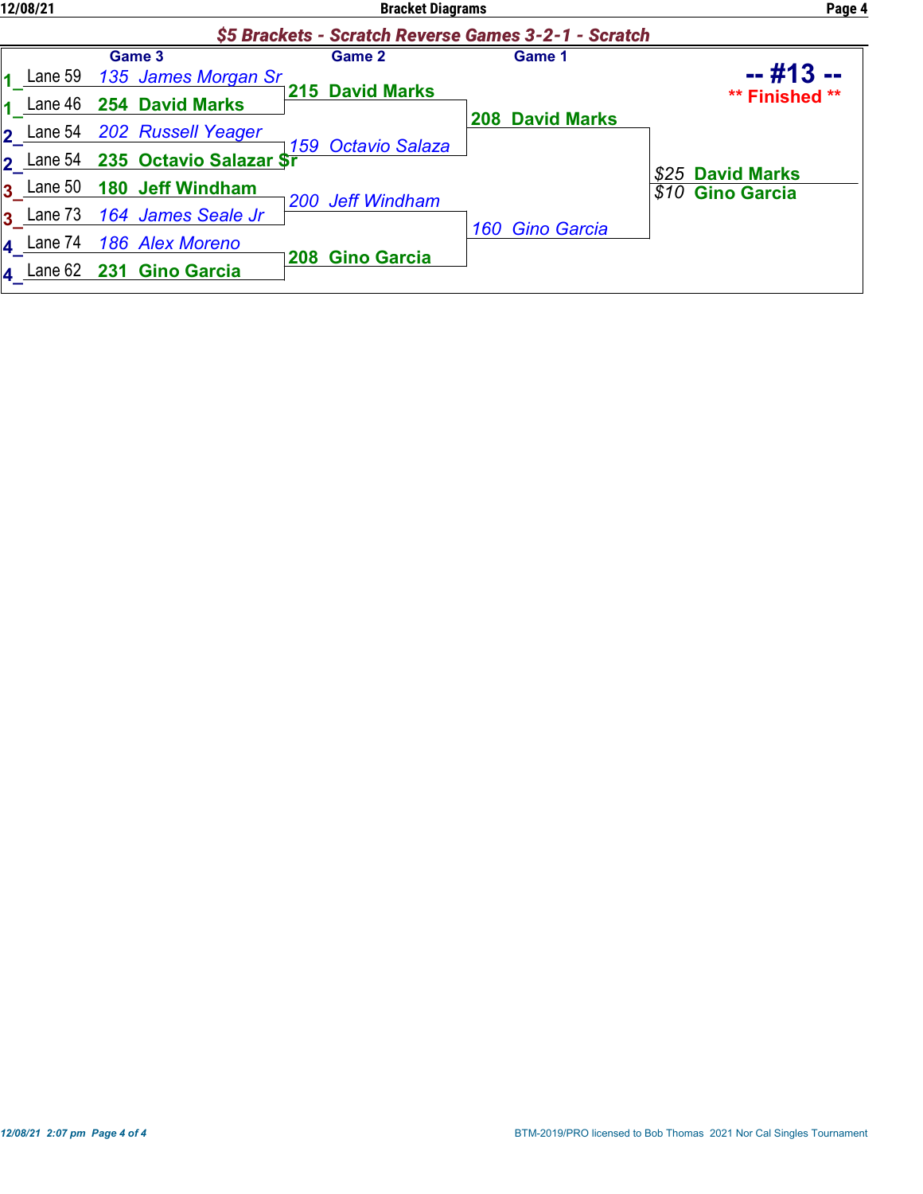## $5 Brackets - Scratch Reverse Games 3-2-1 - Scratch

**-- #13 --**

**\*\* Finished \*\***

| | Lane | Game 3 | Game 2 | Game 1 | Result |
|---|---|---|---|---|---|
| 1 | Lane 59 | *135 James Morgan Sr* | **215 David Marks** | **208 David Marks** | *$25* **David Marks** |
| 1 | Lane 46 | **254 David Marks** | | | |
| 2 | Lane 54 | *202 Russell Yeager* | *159 Octavio Salaza* | | |
| 2 | Lane 54 | **235 Octavio Salazar Sr** | | | |
| 3 | Lane 50 | **180 Jeff Windham** | *200 Jeff Windham* | *160 Gino Garcia* | *$10* **Gino Garcia** |
| 3 | Lane 73 | *164 James Seale Jr* | | | |
| 4 | Lane 74 | *186 Alex Moreno* | **208 Gino Garcia** | | |
| 4 | Lane 62 | **231 Gino Garcia** | | | |